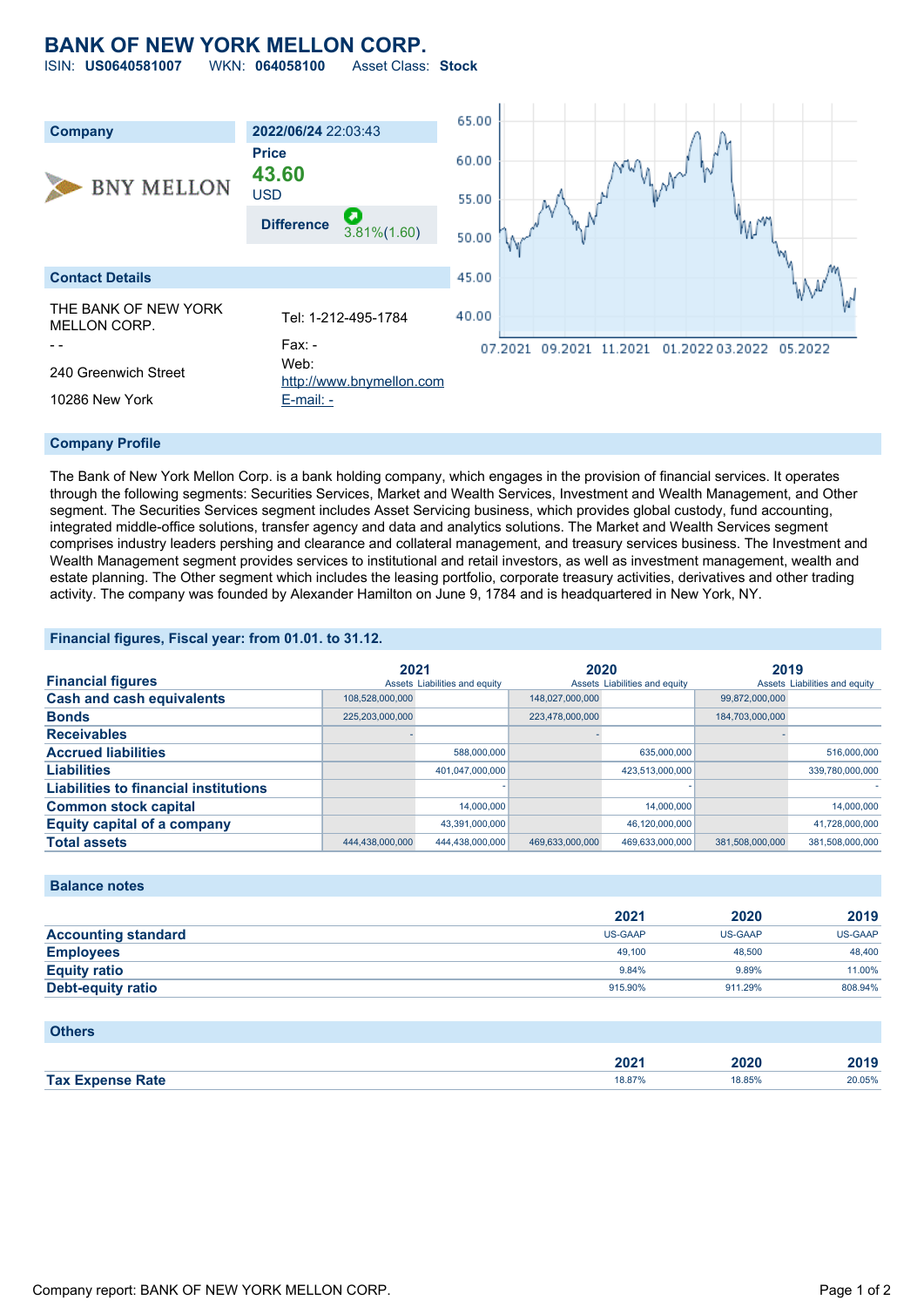# BANK OF NEW YORK MELLON CORP.

ISIN: **US0640581007** WKN: **064058100** Asset Class: **Stock**

| Company | 2022/06/24 22:03:43 |
|---|---|
| BNY MELLON | **Price** **43.60** USD |
| | **Difference** 3.81%(1.60) |

**Contact Details**

THE BANK OF NEW YORK MELLON CORP.
- -
240 Greenwich Street
10286 New York

Tel: 1-212-495-1784
Fax: -
Web: http://www.bnymellon.com
E-mail: -

## Company Profile

The Bank of New York Mellon Corp. is a bank holding company, which engages in the provision of financial services. It operates through the following segments: Securities Services, Market and Wealth Services, Investment and Wealth Management, and Other segment. The Securities Services segment includes Asset Servicing business, which provides global custody, fund accounting, integrated middle-office solutions, transfer agency and data and analytics solutions. The Market and Wealth Services segment comprises industry leaders pershing and clearance and collateral management, and treasury services business. The Investment and Wealth Management segment provides services to institutional and retail investors, as well as investment management, wealth and estate planning. The Other segment which includes the leasing portfolio, corporate treasury activities, derivatives and other trading activity. The company was founded by Alexander Hamilton on June 9, 1784 and is headquartered in New York, NY.

## Financial figures, Fiscal year: from 01.01. to 31.12.

| Financial figures | 2021 | | 2020 | | 2019 | |
|---|---|---|---|---|---|---|
| | Assets | Liabilities and equity | Assets | Liabilities and equity | Assets | Liabilities and equity |
| **Cash and cash equivalents** | 108,528,000,000 | | 148,027,000,000 | | 99,872,000,000 | |
| **Bonds** | 225,203,000,000 | | 223,478,000,000 | | 184,703,000,000 | |
| **Receivables** | - | | - | | - | |
| **Accrued liabilities** | | 588,000,000 | | 635,000,000 | | 516,000,000 |
| **Liabilities** | | 401,047,000,000 | | 423,513,000,000 | | 339,780,000,000 |
| **Liabilities to financial institutions** | | - | | - | | - |
| **Common stock capital** | | 14,000,000 | | 14,000,000 | | 14,000,000 |
| **Equity capital of a company** | | 43,391,000,000 | | 46,120,000,000 | | 41,728,000,000 |
| **Total assets** | 444,438,000,000 | 444,438,000,000 | 469,633,000,000 | 469,633,000,000 | 381,508,000,000 | 381,508,000,000 |

## Balance notes

| | 2021 | 2020 | 2019 |
|---|---|---|---|
| **Accounting standard** | US-GAAP | US-GAAP | US-GAAP |
| **Employees** | 49,100 | 48,500 | 48,400 |
| **Equity ratio** | 9.84% | 9.89% | 11.00% |
| **Debt-equity ratio** | 915.90% | 911.29% | 808.94% |

## Others

| | 2021 | 2020 | 2019 |
|---|---|---|---|
| **Tax Expense Rate** | 18.87% | 18.85% | 20.05% |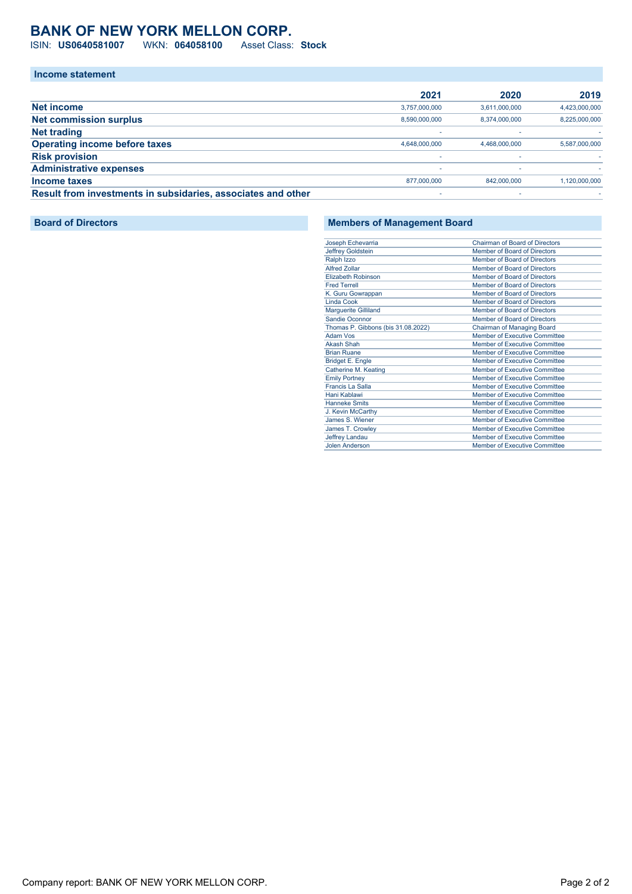# BANK OF NEW YORK MELLON CORP.

ISIN: **US0640581007** WKN: **064058100** Asset Class: **Stock**

## Income statement

| | 2021 | 2020 | 2019 |
|---|---|---|---|
| **Net income** | 3,757,000,000 | 3,611,000,000 | 4,423,000,000 |
| **Net commission surplus** | 8,590,000,000 | 8,374,000,000 | 8,225,000,000 |
| **Net trading** | - | - | - |
| **Operating income before taxes** | 4,648,000,000 | 4,468,000,000 | 5,587,000,000 |
| **Risk provision** | - | - | - |
| **Administrative expenses** | - | - | - |
| **Income taxes** | 877,000,000 | 842,000,000 | 1,120,000,000 |
| **Result from investments in subsidiaries, associates and other** | - | - | - |

## Board of Directors

## Members of Management Board

| | |
|---|---|
| Joseph Echevarria | Chairman of Board of Directors |
| Jeffrey Goldstein | Member of Board of Directors |
| Ralph Izzo | Member of Board of Directors |
| Alfred Zollar | Member of Board of Directors |
| Elizabeth Robinson | Member of Board of Directors |
| Fred Terrell | Member of Board of Directors |
| K. Guru Gowrappan | Member of Board of Directors |
| Linda Cook | Member of Board of Directors |
| Marguerite Gilliland | Member of Board of Directors |
| Sandie Oconnor | Member of Board of Directors |
| Thomas P. Gibbons (bis 31.08.2022) | Chairman of Managing Board |
| Adam Vos | Member of Executive Committee |
| Akash Shah | Member of Executive Committee |
| Brian Ruane | Member of Executive Committee |
| Bridget E. Engle | Member of Executive Committee |
| Catherine M. Keating | Member of Executive Committee |
| Emily Portney | Member of Executive Committee |
| Francis La Salla | Member of Executive Committee |
| Hani Kablawi | Member of Executive Committee |
| Hanneke Smits | Member of Executive Committee |
| J. Kevin McCarthy | Member of Executive Committee |
| James S. Wiener | Member of Executive Committee |
| James T. Crowley | Member of Executive Committee |
| Jeffrey Landau | Member of Executive Committee |
| Jolen Anderson | Member of Executive Committee |